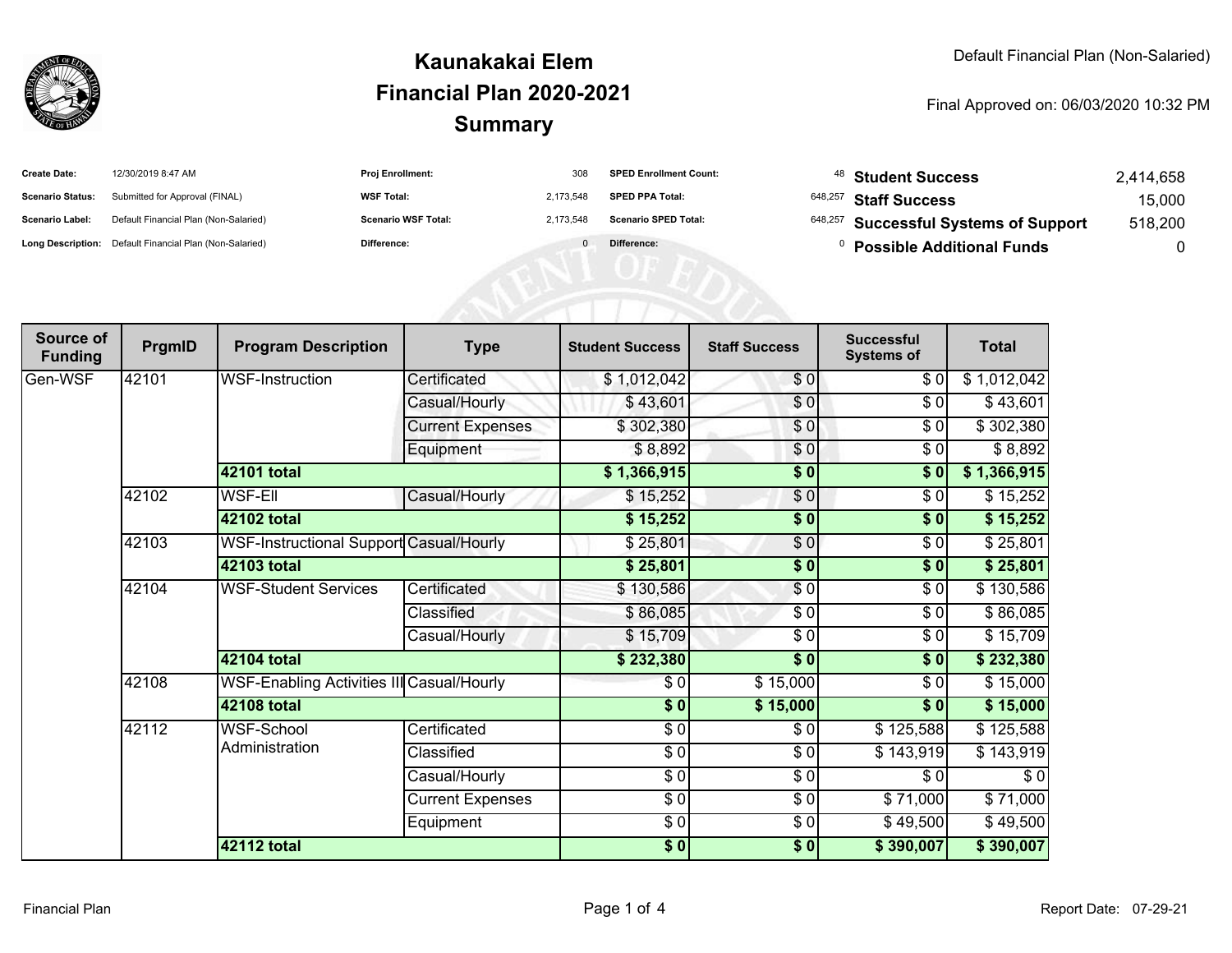# Kaunakakai Elem
## Financial Plan 2020-2021
## Summary

Default Financial Plan (Non-Salaried)

Final Approved on: 06/03/2020 10:32 PM

| | | | | | | | |
|---|---|---|---|---|---|---|---|
| **Create Date:** | 12/30/2019 8:47 AM | **Proj Enrollment:** | 308 | **SPED Enrollment Count:** | 48 | **Student Success** | 2,414,658 |
| **Scenario Status:** | Submitted for Approval (FINAL) | **WSF Total:** | 2,173,548 | **SPED PPA Total:** | 648,257 | **Staff Success** | 15,000 |
| **Scenario Label:** | Default Financial Plan (Non-Salaried) | **Scenario WSF Total:** | 2,173,548 | **Scenario SPED Total:** | 648,257 | **Successful Systems of Support** | 518,200 |
| **Long Description:** | Default Financial Plan (Non-Salaried) | **Difference:** | 0 | **Difference:** | 0 | **Possible Additional Funds** | 0 |

| Source of Funding | PrgmID | Program Description | Type | Student Success | Staff Success | Successful Systems of | Total |
|---|---|---|---|---|---|---|---|
| Gen-WSF | 42101 | WSF-Instruction | Certificated | $ 1,012,042 | $ 0 | $ 0 | $ 1,012,042 |
| | | | Casual/Hourly | $ 43,601 | $ 0 | $ 0 | $ 43,601 |
| | | | Current Expenses | $ 302,380 | $ 0 | $ 0 | $ 302,380 |
| | | | Equipment | $ 8,892 | $ 0 | $ 0 | $ 8,892 |
| | | **42101 total** | | **$ 1,366,915** | **$ 0** | **$ 0** | **$ 1,366,915** |
| | 42102 | WSF-Ell | Casual/Hourly | $ 15,252 | $ 0 | $ 0 | $ 15,252 |
| | | **42102 total** | | **$ 15,252** | **$ 0** | **$ 0** | **$ 15,252** |
| | 42103 | WSF-Instructional Support | Casual/Hourly | $ 25,801 | $ 0 | $ 0 | $ 25,801 |
| | | **42103 total** | | **$ 25,801** | **$ 0** | **$ 0** | **$ 25,801** |
| | 42104 | WSF-Student Services | Certificated | $ 130,586 | $ 0 | $ 0 | $ 130,586 |
| | | | Classified | $ 86,085 | $ 0 | $ 0 | $ 86,085 |
| | | | Casual/Hourly | $ 15,709 | $ 0 | $ 0 | $ 15,709 |
| | | **42104 total** | | **$ 232,380** | **$ 0** | **$ 0** | **$ 232,380** |
| | 42108 | WSF-Enabling Activities III | Casual/Hourly | $ 0 | $ 15,000 | $ 0 | $ 15,000 |
| | | **42108 total** | | **$ 0** | **$ 15,000** | **$ 0** | **$ 15,000** |
| | 42112 | WSF-School Administration | Certificated | $ 0 | $ 0 | $ 125,588 | $ 125,588 |
| | | | Classified | $ 0 | $ 0 | $ 143,919 | $ 143,919 |
| | | | Casual/Hourly | $ 0 | $ 0 | $ 0 | $ 0 |
| | | | Current Expenses | $ 0 | $ 0 | $ 71,000 | $ 71,000 |
| | | | Equipment | $ 0 | $ 0 | $ 49,500 | $ 49,500 |
| | | **42112 total** | | **$ 0** | **$ 0** | **$ 390,007** | **$ 390,007** |

Report Date: 07-29-21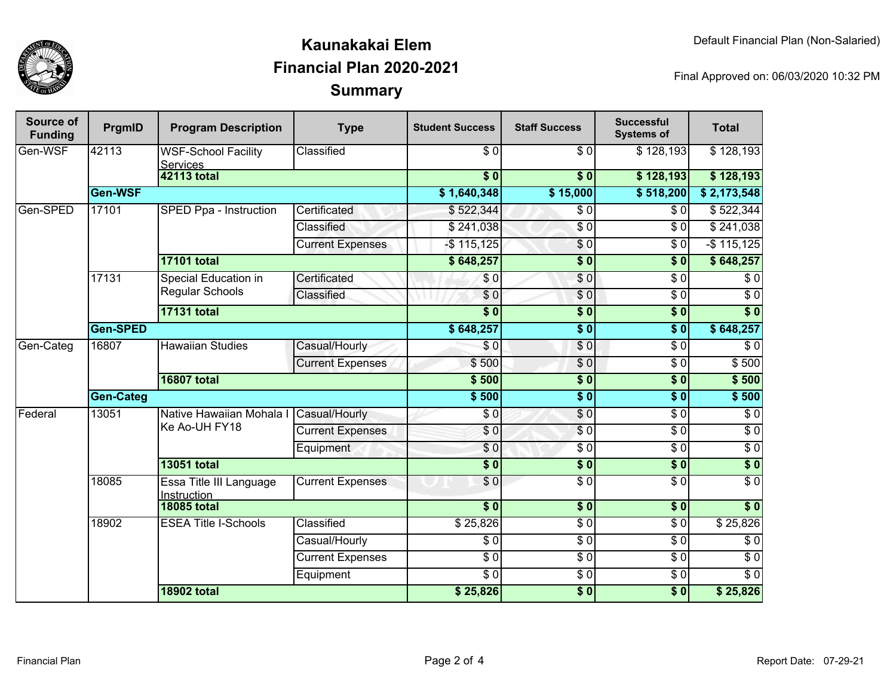# Kaunakakai Elem
## Financial Plan 2020-2021
### Summary

Default Financial Plan (Non-Salaried)

Final Approved on: 06/03/2020 10:32 PM

| Source of Funding | PrgmID | Program Description | Type | Student Success | Staff Success | Successful Systems of | Total |
|---|---|---|---|---|---|---|---|
| Gen-WSF | 42113 | WSF-School Facility Services | Classified | $ 0 | $ 0 | $ 128,193 | $ 128,193 |
| | | **42113 total** | | **$ 0** | **$ 0** | **$ 128,193** | **$ 128,193** |
| | **Gen-WSF** | | | **$ 1,640,348** | **$ 15,000** | **$ 518,200** | **$ 2,173,548** |
| Gen-SPED | 17101 | SPED Ppa - Instruction | Certificated | $ 522,344 | $ 0 | $ 0 | $ 522,344 |
| | | | Classified | $ 241,038 | $ 0 | $ 0 | $ 241,038 |
| | | | Current Expenses | -$ 115,125 | $ 0 | $ 0 | -$ 115,125 |
| | | **17101 total** | | **$ 648,257** | **$ 0** | **$ 0** | **$ 648,257** |
| | 17131 | Special Education in Regular Schools | Certificated | $ 0 | $ 0 | $ 0 | $ 0 |
| | | | Classified | $ 0 | $ 0 | $ 0 | $ 0 |
| | | **17131 total** | | **$ 0** | **$ 0** | **$ 0** | **$ 0** |
| | **Gen-SPED** | | | **$ 648,257** | **$ 0** | **$ 0** | **$ 648,257** |
| Gen-Categ | 16807 | Hawaiian Studies | Casual/Hourly | $ 0 | $ 0 | $ 0 | $ 0 |
| | | | Current Expenses | $ 500 | $ 0 | $ 0 | $ 500 |
| | | **16807 total** | | **$ 500** | **$ 0** | **$ 0** | **$ 500** |
| | **Gen-Categ** | | | **$ 500** | **$ 0** | **$ 0** | **$ 500** |
| Federal | 13051 | Native Hawaiian Mohala I Ke Ao-UH FY18 | Casual/Hourly | $ 0 | $ 0 | $ 0 | $ 0 |
| | | | Current Expenses | $ 0 | $ 0 | $ 0 | $ 0 |
| | | | Equipment | $ 0 | $ 0 | $ 0 | $ 0 |
| | | **13051 total** | | **$ 0** | **$ 0** | **$ 0** | **$ 0** |
| | 18085 | Essa Title III Language Instruction | Current Expenses | $ 0 | $ 0 | $ 0 | $ 0 |
| | | **18085 total** | | **$ 0** | **$ 0** | **$ 0** | **$ 0** |
| | 18902 | ESEA Title I-Schools | Classified | $ 25,826 | $ 0 | $ 0 | $ 25,826 |
| | | | Casual/Hourly | $ 0 | $ 0 | $ 0 | $ 0 |
| | | | Current Expenses | $ 0 | $ 0 | $ 0 | $ 0 |
| | | | Equipment | $ 0 | $ 0 | $ 0 | $ 0 |
| | | **18902 total** | | **$ 25,826** | **$ 0** | **$ 0** | **$ 25,826** |

Financial Plan

Report Date: 07-29-21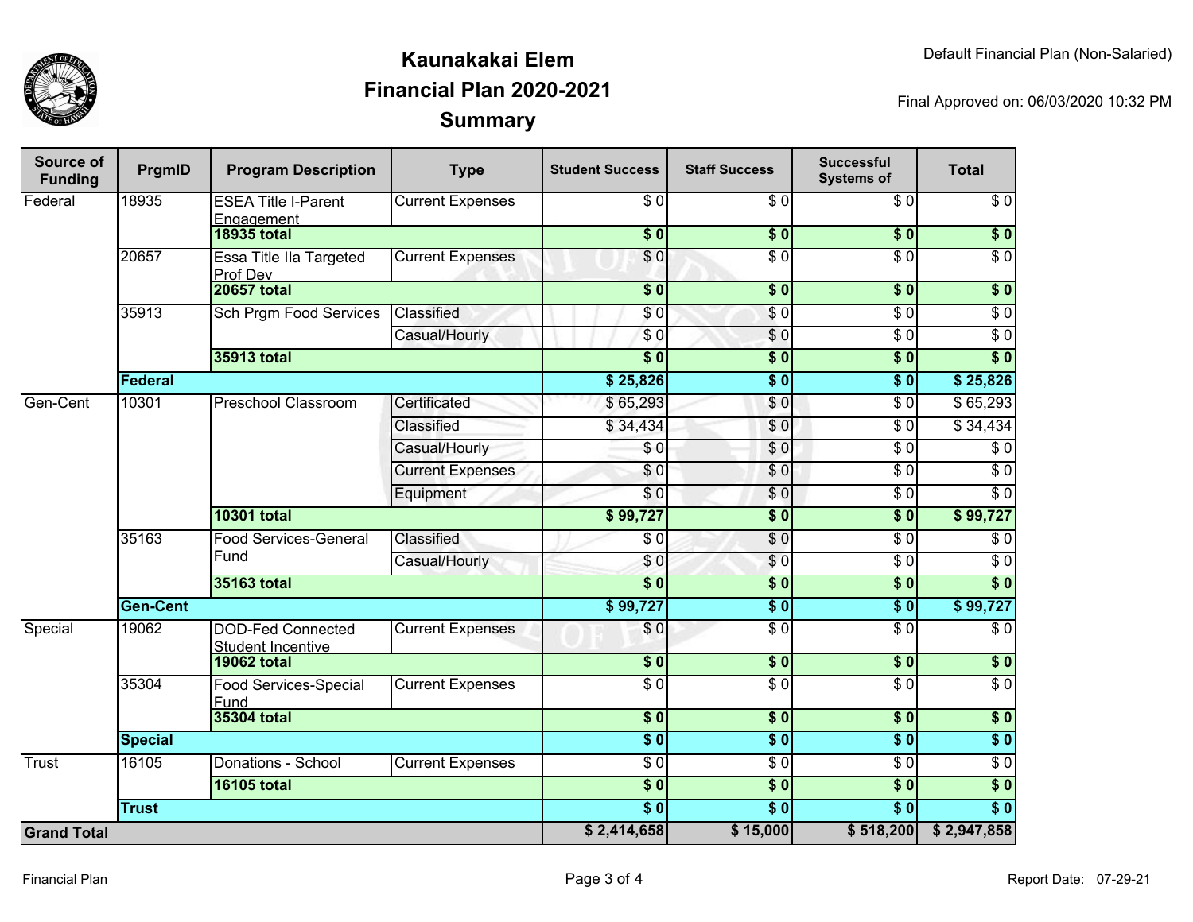# Kaunakakai Elem
## Financial Plan 2020-2021
## Summary

Default Financial Plan (Non-Salaried)

Final Approved on: 06/03/2020 10:32 PM

| Source of Funding | PrgmID | Program Description | Type | Student Success | Staff Success | Successful Systems of | Total |
|---|---|---|---|---|---|---|---|
| Federal | 18935 | ESEA Title I-Parent Engagement | Current Expenses | $ 0 | $ 0 | $ 0 | $ 0 |
| | | **18935 total** | | **$ 0** | **$ 0** | **$ 0** | **$ 0** |
| | 20657 | Essa Title IIa Targeted Prof Dev | Current Expenses | $ 0 | $ 0 | $ 0 | $ 0 |
| | | **20657 total** | | **$ 0** | **$ 0** | **$ 0** | **$ 0** |
| | 35913 | Sch Prgm Food Services | Classified | $ 0 | $ 0 | $ 0 | $ 0 |
| | | | Casual/Hourly | $ 0 | $ 0 | $ 0 | $ 0 |
| | | **35913 total** | | **$ 0** | **$ 0** | **$ 0** | **$ 0** |
| | **Federal** | | | **$ 25,826** | **$ 0** | **$ 0** | **$ 25,826** |
| Gen-Cent | 10301 | Preschool Classroom | Certificated | $ 65,293 | $ 0 | $ 0 | $ 65,293 |
| | | | Classified | $ 34,434 | $ 0 | $ 0 | $ 34,434 |
| | | | Casual/Hourly | $ 0 | $ 0 | $ 0 | $ 0 |
| | | | Current Expenses | $ 0 | $ 0 | $ 0 | $ 0 |
| | | | Equipment | $ 0 | $ 0 | $ 0 | $ 0 |
| | | **10301 total** | | **$ 99,727** | **$ 0** | **$ 0** | **$ 99,727** |
| | 35163 | Food Services-General Fund | Classified | $ 0 | $ 0 | $ 0 | $ 0 |
| | | | Casual/Hourly | $ 0 | $ 0 | $ 0 | $ 0 |
| | | **35163 total** | | **$ 0** | **$ 0** | **$ 0** | **$ 0** |
| | **Gen-Cent** | | | **$ 99,727** | **$ 0** | **$ 0** | **$ 99,727** |
| Special | 19062 | DOD-Fed Connected Student Incentive | Current Expenses | $ 0 | $ 0 | $ 0 | $ 0 |
| | | **19062 total** | | **$ 0** | **$ 0** | **$ 0** | **$ 0** |
| | 35304 | Food Services-Special Fund | Current Expenses | $ 0 | $ 0 | $ 0 | $ 0 |
| | | **35304 total** | | **$ 0** | **$ 0** | **$ 0** | **$ 0** |
| | **Special** | | | **$ 0** | **$ 0** | **$ 0** | **$ 0** |
| Trust | 16105 | Donations - School | Current Expenses | $ 0 | $ 0 | $ 0 | $ 0 |
| | | **16105 total** | | **$ 0** | **$ 0** | **$ 0** | **$ 0** |
| | **Trust** | | | **$ 0** | **$ 0** | **$ 0** | **$ 0** |
| **Grand Total** | | | | **$ 2,414,658** | **$ 15,000** | **$ 518,200** | **$ 2,947,858** |

Financial Plan

Report Date: 07-29-21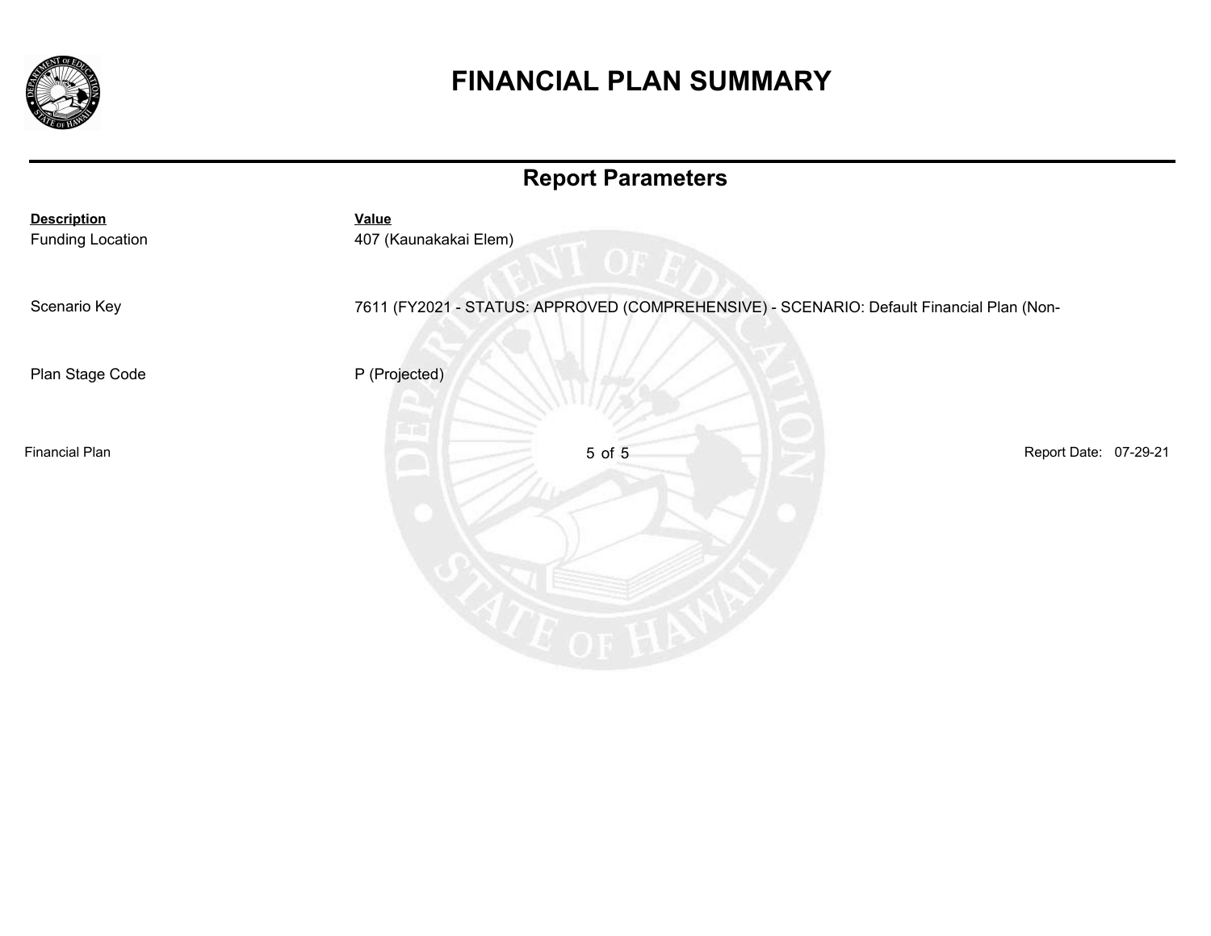# FINANCIAL PLAN SUMMARY

## Report Parameters

| Description | Value |
|---|---|
| Funding Location | 407 (Kaunakakai Elem) |
| Scenario Key | 7611 (FY2021 - STATUS: APPROVED (COMPREHENSIVE) - SCENARIO: Default Financial Plan (Non- |
| Plan Stage Code | P (Projected) |

Financial Plan

Report Date: 07-29-21